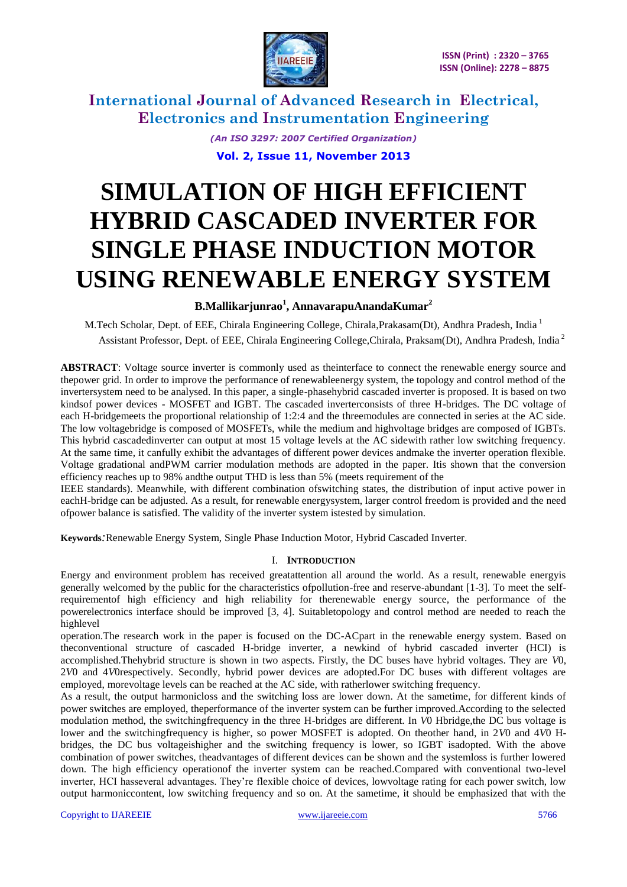# SIMULATION OF HIGH EFFICIENT HYBRID CASCADED INVERTER FOR SINGLE PHASE INDUCTION MOTOR USING RENEWABLE ENERGY SYSTEM

**B.Mallikarjunrao[1], AnnavarapuAnandaKumar[2]**

M.Tech Scholar, Dept. of EEE, Chirala Engineering College, Chirala,Prakasam(Dt), Andhra Pradesh, India [1]

Assistant Professor, Dept. of EEE, Chirala Engineering College,Chirala, Praksam(Dt), Andhra Pradesh, India [2]

**ABSTRACT**: Voltage source inverter is commonly used as theinterface to connect the renewable energy source and thepower grid. In order to improve the performance of renewableenergy system, the topology and control method of the invertersystem need to be analysed. In this paper, a single-phasehybrid cascaded inverter is proposed. It is based on two kindsof power devices - MOSFET and IGBT. The cascaded inverterconsists of three H-bridges. The DC voltage of each H-bridgemeets the proportional relationship of 1:2:4 and the threemodules are connected in series at the AC side. The low voltagebridge is composed of MOSFETs, while the medium and highvoltage bridges are composed of IGBTs. This hybrid cascadedinverter can output at most 15 voltage levels at the AC sidewith rather low switching frequency. At the same time, it canfully exhibit the advantages of different power devices andmake the inverter operation flexible. Voltage gradational andPWM carrier modulation methods are adopted in the paper. Itis shown that the conversion efficiency reaches up to 98% andthe output THD is less than 5% (meets requirement of the IEEE standards). Meanwhile, with different combination ofswitching states, the distribution of input active power in eachH-bridge can be adjusted. As a result, for renewable energysystem, larger control freedom is provided and the need ofpower balance is satisfied. The validity of the inverter system istested by simulation.

**Keywords**:Renewable Energy System, Single Phase Induction Motor, Hybrid Cascaded Inverter.

## I. INTRODUCTION

Energy and environment problem has received greatattention all around the world. As a result, renewable energyis generally welcomed by the public for the characteristics ofpollution-free and reserve-abundant [1-3]. To meet the self-requirementof high efficiency and high reliability for therenewable energy source, the performance of the powerelectronics interface should be improved [3, 4]. Suitabletopology and control method are needed to reach the highlevel operation.The research work in the paper is focused on the DC-ACpart in the renewable energy system. Based on theconventional structure of cascaded H-bridge inverter, a newkind of hybrid cascaded inverter (HCI) is accomplished.Thehybrid structure is shown in two aspects. Firstly, the DC buses have hybrid voltages. They are $V0$, $2V0$ and $4V0$respectively. Secondly, hybrid power devices are adopted.For DC buses with different voltages are employed, morevoltage levels can be reached at the AC side, with ratherlower switching frequency.

As a result, the output harmonicloss and the switching loss are lower down. At the sametime, for different kinds of power switches are employed, theperformance of the inverter system can be further improved.According to the selected modulation method, the switchingfrequency in the three H-bridges are different. In $V0$ Hbridge,the DC bus voltage is lower and the switchingfrequency is higher, so power MOSFET is adopted. On theother hand, in $2V0$ and $4V0$ H-bridges, the DC bus voltageishigher and the switching frequency is lower, so IGBT isadopted. With the above combination of power switches, theadvantages of different devices can be shown and the systemloss is further lowered down. The high efficiency operationof the inverter system can be reached.Compared with conventional two-level inverter, HCI hasseveral advantages. They're flexible choice of devices, lowvoltage rating for each power switch, low output harmoniccontent, low switching frequency and so on. At the sametime, it should be emphasized that with the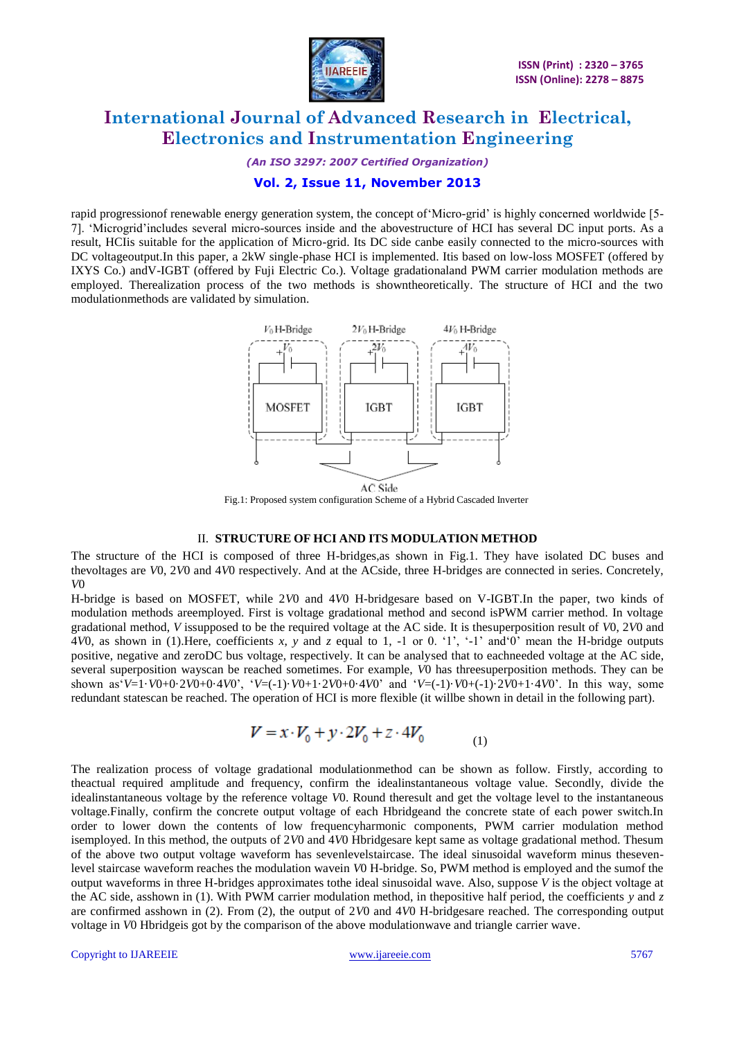rapid progressionof renewable energy generation system, the concept of'Micro-grid' is highly concerned worldwide [5-7]. 'Microgrid'includes several micro-sources inside and the abovestructure of HCI has several DC input ports. As a result, HCIis suitable for the application of Micro-grid. Its DC side canbe easily connected to the micro-sources with DC voltageoutput.In this paper, a 2kW single-phase HCI is implemented. Itis based on low-loss MOSFET (offered by IXYS Co.) andV-IGBT (offered by Fuji Electric Co.). Voltage gradationaland PWM carrier modulation methods are employed. Therealization process of the two methods is showntheoretically. The structure of HCI and the two modulationmethods are validated by simulation.

Fig.1: Proposed system configuration Scheme of a Hybrid Cascaded Inverter

## II. STRUCTURE OF HCI AND ITS MODULATION METHOD

The structure of the HCI is composed of three H-bridges,as shown in Fig.1. They have isolated DC buses and thevoltages are $V0$, $2V0$ and $4V0$ respectively. And at the ACside, three H-bridges are connected in series. Concretely, $V0$

H-bridge is based on MOSFET, while $2V0$ and $4V0$ H-bridgesare based on V-IGBT.In the paper, two kinds of modulation methods areemployed. First is voltage gradational method and second isPWM carrier method. In voltage gradational method, $V$ issupposed to be the required voltage at the AC side. It is thesuperposition result of $V0$, $2V0$ and $4V0$, as shown in (1).Here, coefficients $x$, $y$ and $z$ equal to 1, -1 or 0. '1', '-1' and'0' mean the H-bridge outputs positive, negative and zeroDC bus voltage, respectively. It can be analysed that to eachneeded voltage at the AC side, several superposition wayscan be reached sometimes. For example, $V0$ has threesuperposition methods. They can be shown as'$V$=1·$V0$+0·$2V0$+0·$4V0$', '$V$=(-1)·$V0$+1·$2V0$+0·$4V0$' and '$V$=(-1)·$V0$+(-1)·$2V0$+1·$4V0$'. In this way, some redundant statescan be reached. The operation of HCI is more flexible (it willbe shown in detail in the following part).

$$V = x \cdot V_0 + y \cdot 2V_0 + z \cdot 4V_0 \qquad (1)$$

The realization process of voltage gradational modulationmethod can be shown as follow. Firstly, according to theactual required amplitude and frequency, confirm the idealinstantaneous voltage value. Secondly, divide the idealinstantaneous voltage by the reference voltage $V0$. Round theresult and get the voltage level to the instantaneous voltage.Finally, confirm the concrete output voltage of each Hbridgeand the concrete state of each power switch.In order to lower down the contents of low frequencyharmonic components, PWM carrier modulation method isemployed. In this method, the outputs of $2V0$ and $4V0$ Hbridgesare kept same as voltage gradational method. Thesum of the above two output voltage waveform has sevenlevelstaircase. The ideal sinusoidal waveform minus theseven-level staircase waveform reaches the modulation wavein $V0$ H-bridge. So, PWM method is employed and the sumof the output waveforms in three H-bridges approximates tothe ideal sinusoidal wave. Also, suppose $V$ is the object voltage at the AC side, asshown in (1). With PWM carrier modulation method, in thepositive half period, the coefficients $y$ and $z$ are confirmed asshown in (2). From (2), the output of $2V0$ and $4V0$ H-bridgesare reached. The corresponding output voltage in $V0$ Hbridgeis got by the comparison of the above modulationwave and triangle carrier wave.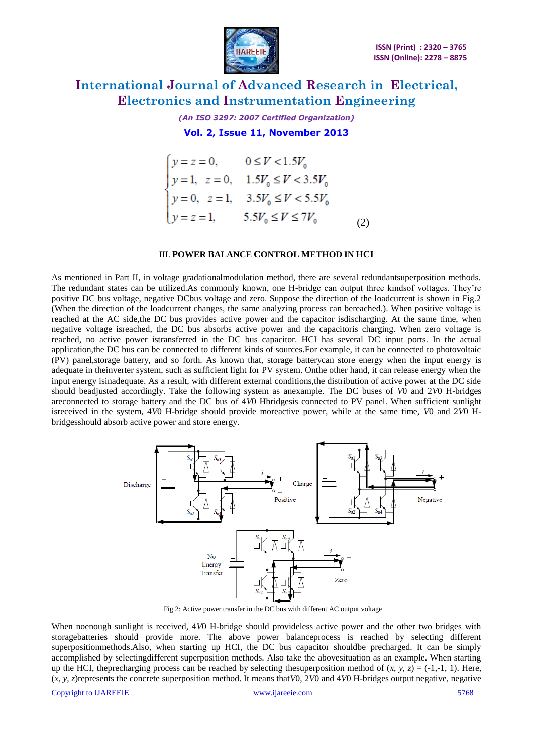$$
\begin{cases}
y = z = 0, & 0 \le V < 1.5V_0 \\
y = 1,\ z = 0, & 1.5V_0 \le V < 3.5V_0 \\
y = 0,\ z = 1, & 3.5V_0 \le V < 5.5V_0 \\
y = z = 1, & 5.5V_0 \le V \le 7V_0
\end{cases} \quad (2)
$$

## III. POWER BALANCE CONTROL METHOD IN HCI

As mentioned in Part II, in voltage gradationalmodulation method, there are several redundantsuperposition methods. The redundant states can be utilized.As commonly known, one H-bridge can output three kindsof voltages. They're positive DC bus voltage, negative DCbus voltage and zero. Suppose the direction of the loadcurrent is shown in Fig.2 (When the direction of the loadcurrent changes, the same analyzing process can bereached.). When positive voltage is reached at the AC side,the DC bus provides active power and the capacitor isdischarging. At the same time, when negative voltage isreached, the DC bus absorbs active power and the capacitoris charging. When zero voltage is reached, no active power istransferred in the DC bus capacitor. HCI has several DC input ports. In the actual application,the DC bus can be connected to different kinds of sources.For example, it can be connected to photovoltaic (PV) panel,storage battery, and so forth. As known that, storage batterycan store energy when the input energy is adequate in theinverter system, such as sufficient light for PV system. Onthe other hand, it can release energy when the input energy isinadequate. As a result, with different external conditions,the distribution of active power at the DC side should beadjusted accordingly. Take the following system as anexample. The DC buses of $V0$ and $2V0$ H-bridges areconnected to storage battery and the DC bus of $4V0$ Hbridgesis connected to PV panel. When sufficient sunlight isreceived in the system, $4V0$ H-bridge should provide moreactive power, while at the same time, $V0$ and $2V0$ H-bridgesshould absorb active power and store energy.

Fig.2: Active power transfer in the DC bus with different AC output voltage

When noenough sunlight is received, $4V0$ H-bridge should provideless active power and the other two bridges with storagebatteries should provide more. The above power balanceprocess is reached by selecting different superpositionmethods. Also, when starting up HCI, the DC bus capacitor shouldbe precharged. It can be simply accomplished by selectingdifferent superposition methods. Also take the abovesituation as an example. When starting up the HCI, theprecharging process can be reached by selecting thesuperposition method of $(x, y, z) = (-1,-1, 1)$. Here, $(x, y, z)$represents the concrete superposition method. It means that$V0$, $2V0$ and $4V0$ H-bridges output negative, negative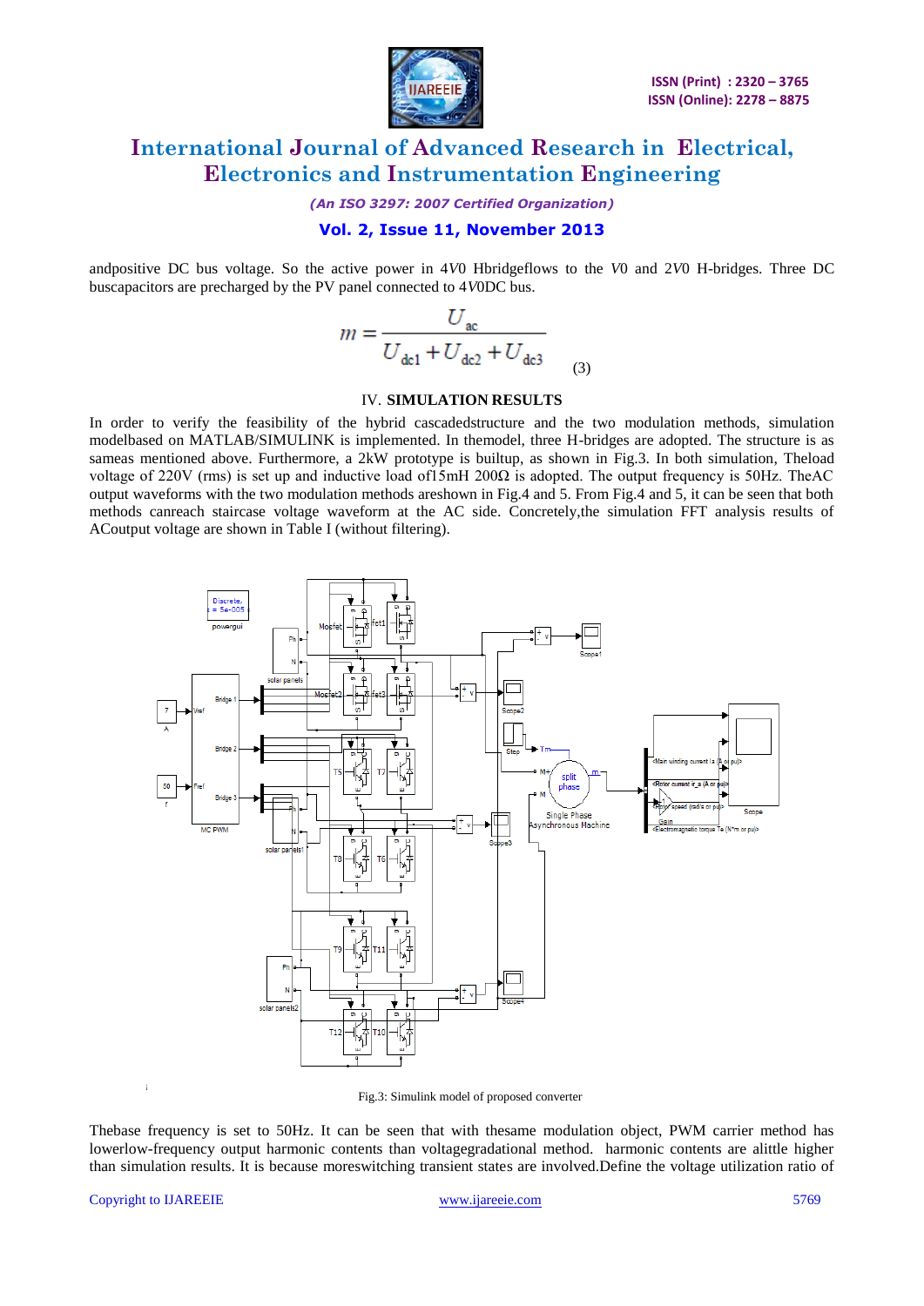andpositive DC bus voltage. So the active power in $4V0$ Hbridgeflows to the $V0$ and $2V0$ H-bridges. Three DC buscapacitors are precharged by the PV panel connected to $4V0$DC bus.

$$m = \frac{U_{ac}}{U_{dc1} + U_{dc2} + U_{dc3}} \quad (3)$$

## IV. SIMULATION RESULTS

In order to verify the feasibility of the hybrid cascadedstructure and the two modulation methods, simulation modelbased on MATLAB/SIMULINK is implemented. In themodel, three H-bridges are adopted. The structure is as sameas mentioned above. Furthermore, a 2kW prototype is builtup, as shown in Fig.3. In both simulation, Theload voltage of 220V (rms) is set up and inductive load of15mH 200Ω is adopted. The output frequency is 50Hz. TheAC output waveforms with the two modulation methods areshown in Fig.4 and 5. From Fig.4 and 5, it can be seen that both methods canreach staircase voltage waveform at the AC side. Concretely,the simulation FFT analysis results of ACoutput voltage are shown in Table I (without filtering).

Fig.3: Simulink model of proposed converter

Thebase frequency is set to 50Hz. It can be seen that with thesame modulation object, PWM carrier method has lowerlow-frequency output harmonic contents than voltagegradational method. harmonic contents are alittle higher than simulation results. It is because moreswitching transient states are involved.Define the voltage utilization ratio of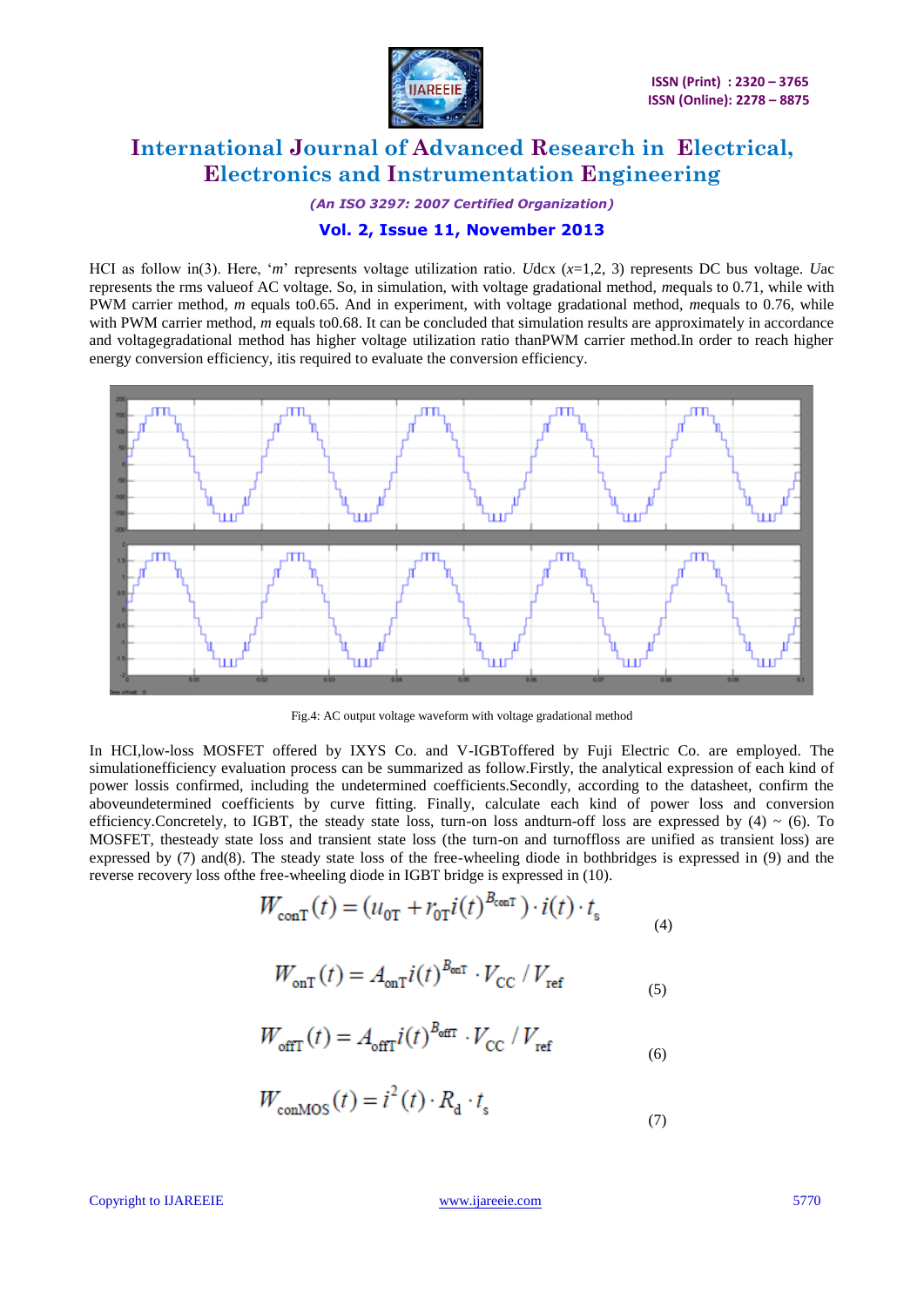HCI as follow in(3). Here, '*m*' represents voltage utilization ratio. *U*dcx (*x*=1,2, 3) represents DC bus voltage. *U*ac represents the rms valueof AC voltage. So, in simulation, with voltage gradational method, *m*equals to 0.71, while with PWM carrier method, *m* equals to0.65. And in experiment, with voltage gradational method, *m*equals to 0.76, while with PWM carrier method, *m* equals to0.68. It can be concluded that simulation results are approximately in accordance and voltagegradational method has higher voltage utilization ratio thanPWM carrier method.In order to reach higher energy conversion efficiency, itis required to evaluate the conversion efficiency.

Fig.4: AC output voltage waveform with voltage gradational method

In HCI,low-loss MOSFET offered by IXYS Co. and V-IGBToffered by Fuji Electric Co. are employed. The simulationefficiency evaluation process can be summarized as follow.Firstly, the analytical expression of each kind of power lossis confirmed, including the undetermined coefficients.Secondly, according to the datasheet, confirm the aboveundetermined coefficients by curve fitting. Finally, calculate each kind of power loss and conversion efficiency.Concretely, to IGBT, the steady state loss, turn-on loss andturn-off loss are expressed by (4) ~ (6). To MOSFET, thesteady state loss and transient state loss (the turn-on and turnoffloss are unified as transient loss) are expressed by (7) and(8). The steady state loss of the free-wheeling diode in bothbridges is expressed in (9) and the reverse recovery loss ofthe free-wheeling diode in IGBT bridge is expressed in (10).

$$W_{\mathrm{conT}}(t) = (u_{0\mathrm{T}} + r_{0\mathrm{T}} i(t)^{B_{\mathrm{conT}}}) \cdot i(t) \cdot t_{\mathrm{s}} \tag{4}$$

$$W_{\mathrm{onT}}(t) = A_{\mathrm{onT}} i(t)^{B_{\mathrm{onT}}} \cdot V_{\mathrm{CC}} / V_{\mathrm{ref}} \tag{5}$$

$$W_{\mathrm{offT}}(t) = A_{\mathrm{offT}} i(t)^{B_{\mathrm{offT}}} \cdot V_{\mathrm{CC}} / V_{\mathrm{ref}} \tag{6}$$

$$W_{\mathrm{conMOS}}(t) = i^2(t) \cdot R_{\mathrm{d}} \cdot t_{\mathrm{s}} \tag{7}$$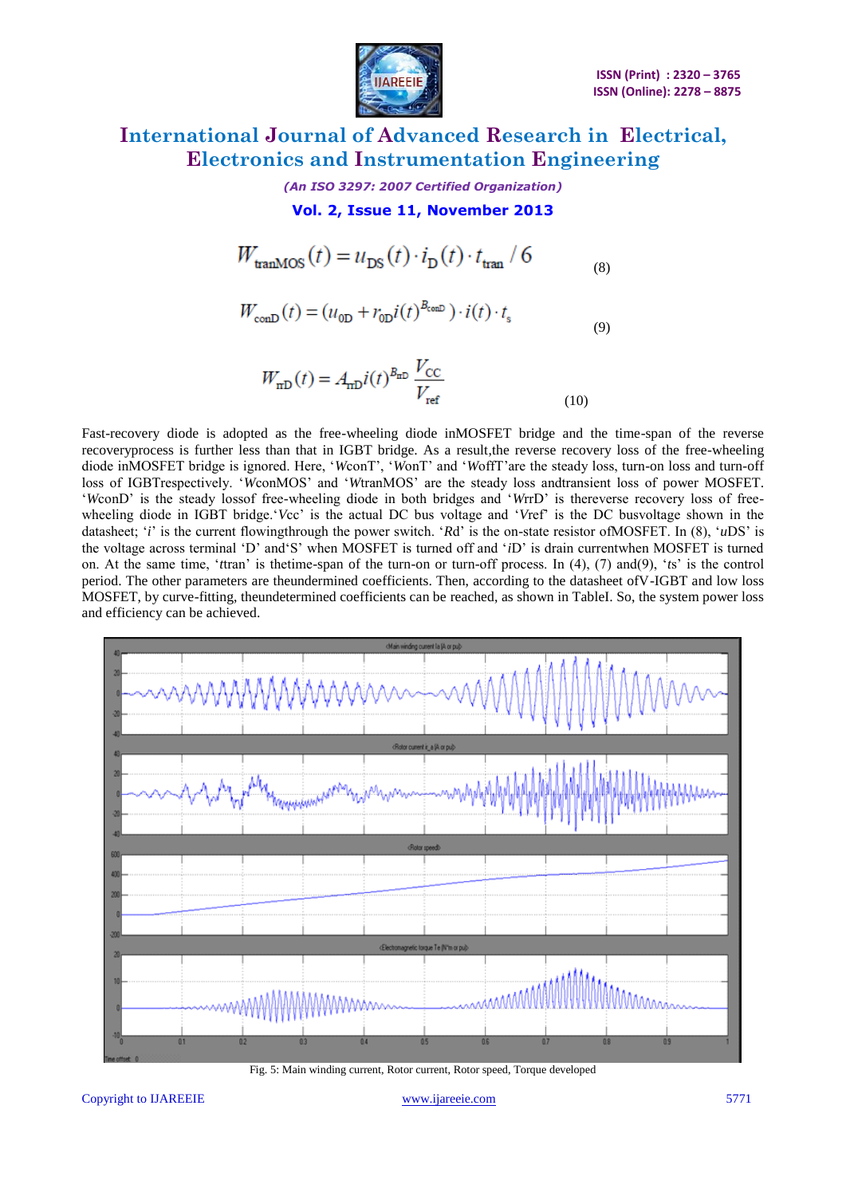$$W_{\text{tranMOS}}(t) = u_{\text{DS}}(t) \cdot i_{\text{D}}(t) \cdot t_{\text{tran}} / 6 \quad (8)$$

$$W_{\text{conD}}(t) = (u_{0\text{D}} + r_{0\text{D}} i(t)^{B_{\text{conD}}}) \cdot i(t) \cdot t_s \quad (9)$$

$$W_{\text{rrD}}(t) = A_{\text{rrD}} i(t)^{B_{\text{rrD}}} \frac{V_{\text{CC}}}{V_{\text{ref}}} \quad (10)$$

Fast-recovery diode is adopted as the free-wheeling diode inMOSFET bridge and the time-span of the reverse recoveryprocess is further less than that in IGBT bridge. As a result,the reverse recovery loss of the free-wheeling diode inMOSFET bridge is ignored. Here, '*W*conT', '*W*onT' and '*W*offT'are the steady loss, turn-on loss and turn-off loss of IGBTrespectively. '*W*conMOS' and '*W*tranMOS' are the steady loss andtransient loss of power MOSFET. '*W*conD' is the steady lossof free-wheeling diode in both bridges and '*W*rrD' is thereverse recovery loss of free-wheeling diode in IGBT bridge.'*V*cc' is the actual DC bus voltage and '*V*ref' is the DC busvoltage shown in the datasheet; '*i*' is the current flowingthrough the power switch. '*R*d' is the on-state resistor ofMOSFET. In (8), '*u*DS' is the voltage across terminal 'D' and'S' when MOSFET is turned off and '*i*D' is drain currentwhen MOSFET is turned on. At the same time, '*t*tran' is thetime-span of the turn-on or turn-off process. In (4), (7) and(9), '*t*s' is the control period. The other parameters are theundermined coefficients. Then, according to the datasheet ofV-IGBT and low loss MOSFET, by curve-fitting, theundetermined coefficients can be reached, as shown in TableI. So, the system power loss and efficiency can be achieved.

Fig. 5: Main winding current, Rotor current, Rotor speed, Torque developed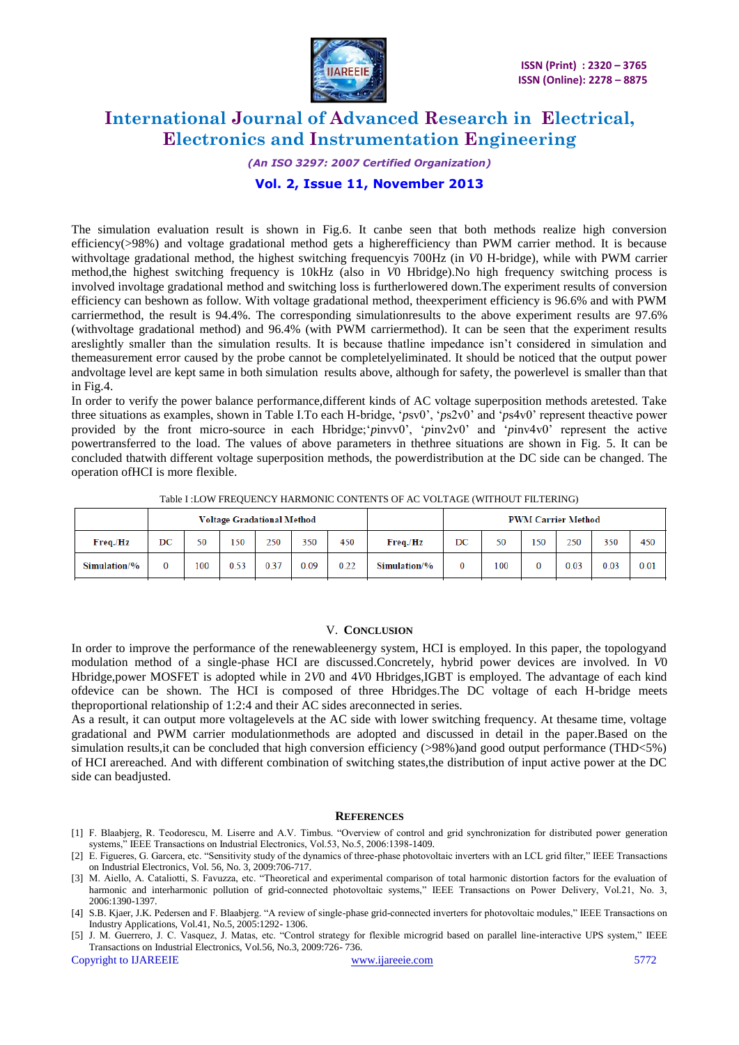The simulation evaluation result is shown in Fig.6. It canbe seen that both methods realize high conversion efficiency(>98%) and voltage gradational method gets a higherefficiency than PWM carrier method. It is because withvoltage gradational method, the highest switching frequencyis 700Hz (in $V0$ H-bridge), while with PWM carrier method,the highest switching frequency is 10kHz (also in $V0$ Hbridge).No high frequency switching process is involved involtage gradational method and switching loss is furtherlowered down.The experiment results of conversion efficiency can beshown as follow. With voltage gradational method, theexperiment efficiency is 96.6% and with PWM carriermethod, the result is 94.4%. The corresponding simulationresults to the above experiment results are 97.6% (withvoltage gradational method) and 96.4% (with PWM carriermethod). It can be seen that the experiment results areslightly smaller than the simulation results. It is because thatline impedance isn't considered in simulation and themeasurement error caused by the probe cannot be completelyeliminated. It should be noticed that the output power andvoltage level are kept same in both simulation results above, although for safety, the powerlevel is smaller than that in Fig.4.

In order to verify the power balance performance,different kinds of AC voltage superposition methods aretested. Take three situations as examples, shown in Table I.To each H-bridge, '$psv0$', '$ps2v0$' and '$ps4v0$' represent theactive power provided by the front micro-source in each Hbridge;'$pinvv0$', '$pinv2v0$' and '$pinv4v0$' represent the active powertransferred to the load. The values of above parameters in thethree situations are shown in Fig. 5. It can be concluded thatwith different voltage superposition methods, the powerdistribution at the DC side can be changed. The operation ofHCI is more flexible.

Table I :LOW FREQUENCY HARMONIC CONTENTS OF AC VOLTAGE (WITHOUT FILTERING)

| | Voltage Gradational Method | | | | | | | PWM Carrier Method | | | | | |
|---|---|---|---|---|---|---|---|---|---|---|---|---|---|
| Freq./Hz | DC | 50 | 150 | 250 | 350 | 450 | Freq./Hz | DC | 50 | 150 | 250 | 350 | 450 |
| Simulation/% | 0 | 100 | 0.53 | 0.37 | 0.09 | 0.22 | Simulation/% | 0 | 100 | 0 | 0.03 | 0.03 | 0.01 |

## V. Conclusion

In order to improve the performance of the renewableenergy system, HCI is employed. In this paper, the topologyand modulation method of a single-phase HCI are discussed.Concretely, hybrid power devices are involved. In $V0$ Hbridge,power MOSFET is adopted while in $2V0$ and $4V0$ Hbridges,IGBT is employed. The advantage of each kind ofdevice can be shown. The HCI is composed of three Hbridges.The DC voltage of each H-bridge meets theproportional relationship of 1:2:4 and their AC sides areconnected in series.

As a result, it can output more voltagelevels at the AC side with lower switching frequency. At thesame time, voltage gradational and PWM carrier modulationmethods are adopted and discussed in detail in the paper.Based on the simulation results,it can be concluded that high conversion efficiency (>98%)and good output performance (THD<5%) of HCI arereached. And with different combination of switching states,the distribution of input active power at the DC side can beadjusted.

## References

[1] F. Blaabjerg, R. Teodorescu, M. Liserre and A.V. Timbus. "Overview of control and grid synchronization for distributed power generation systems," IEEE Transactions on Industrial Electronics, Vol.53, No.5, 2006:1398-1409.

[2] E. Figueres, G. Garcera, etc. "Sensitivity study of the dynamics of three-phase photovoltaic inverters with an LCL grid filter," IEEE Transactions on Industrial Electronics, Vol. 56, No. 3, 2009:706-717.

[3] M. Aiello, A. Cataliotti, S. Favuzza, etc. "Theoretical and experimental comparison of total harmonic distortion factors for the evaluation of harmonic and interharmonic pollution of grid-connected photovoltaic systems," IEEE Transactions on Power Delivery, Vol.21, No. 3, 2006:1390-1397.

[4] S.B. Kjaer, J.K. Pedersen and F. Blaabjerg. "A review of single-phase grid-connected inverters for photovoltaic modules," IEEE Transactions on Industry Applications, Vol.41, No.5, 2005:1292- 1306.

[5] J. M. Guerrero, J. C. Vasquez, J. Matas, etc. "Control strategy for flexible microgrid based on parallel line-interactive UPS system," IEEE Transactions on Industrial Electronics, Vol.56, No.3, 2009:726- 736.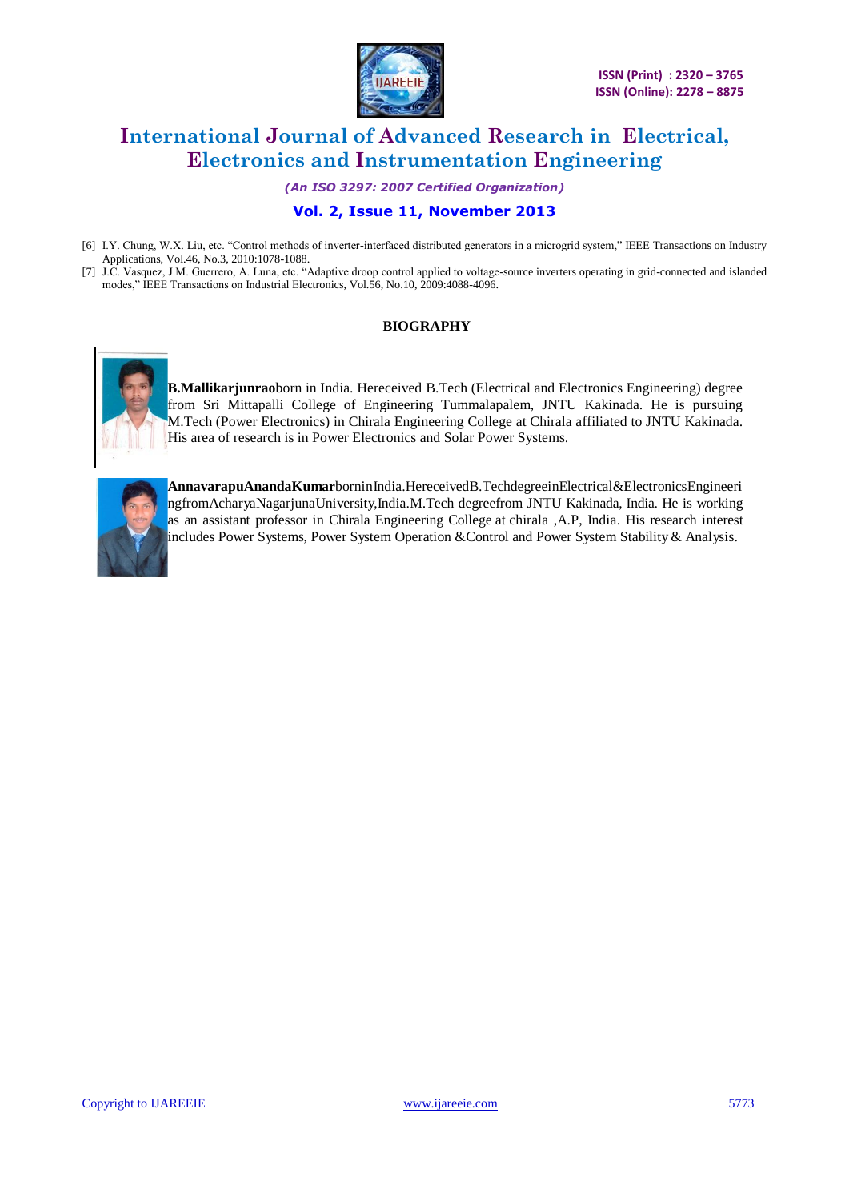[6] I.Y. Chung, W.X. Liu, etc. "Control methods of inverter-interfaced distributed generators in a microgrid system," IEEE Transactions on Industry Applications, Vol.46, No.3, 2010:1078-1088.

[7] J.C. Vasquez, J.M. Guerrero, A. Luna, etc. "Adaptive droop control applied to voltage-source inverters operating in grid-connected and islanded modes," IEEE Transactions on Industrial Electronics, Vol.56, No.10, 2009:4088-4096.

## BIOGRAPHY

**B.Mallikarjunrao**born in India. Hereceived B.Tech (Electrical and Electronics Engineering) degree from Sri Mittapalli College of Engineering Tummalapalem, JNTU Kakinada. He is pursuing M.Tech (Power Electronics) in Chirala Engineering College at Chirala affiliated to JNTU Kakinada. His area of research is in Power Electronics and Solar Power Systems.

**AnnavarapuAnandaKumar**borninIndia.HereceivedB.TechdegreeinElectrical&ElectronicsEngineeringfromAcharyaNagarjunaUniversity,India.M.Tech degreefrom JNTU Kakinada, India. He is working as an assistant professor in Chirala Engineering College at chirala ,A.P, India. His research interest includes Power Systems, Power System Operation &Control and Power System Stability & Analysis.